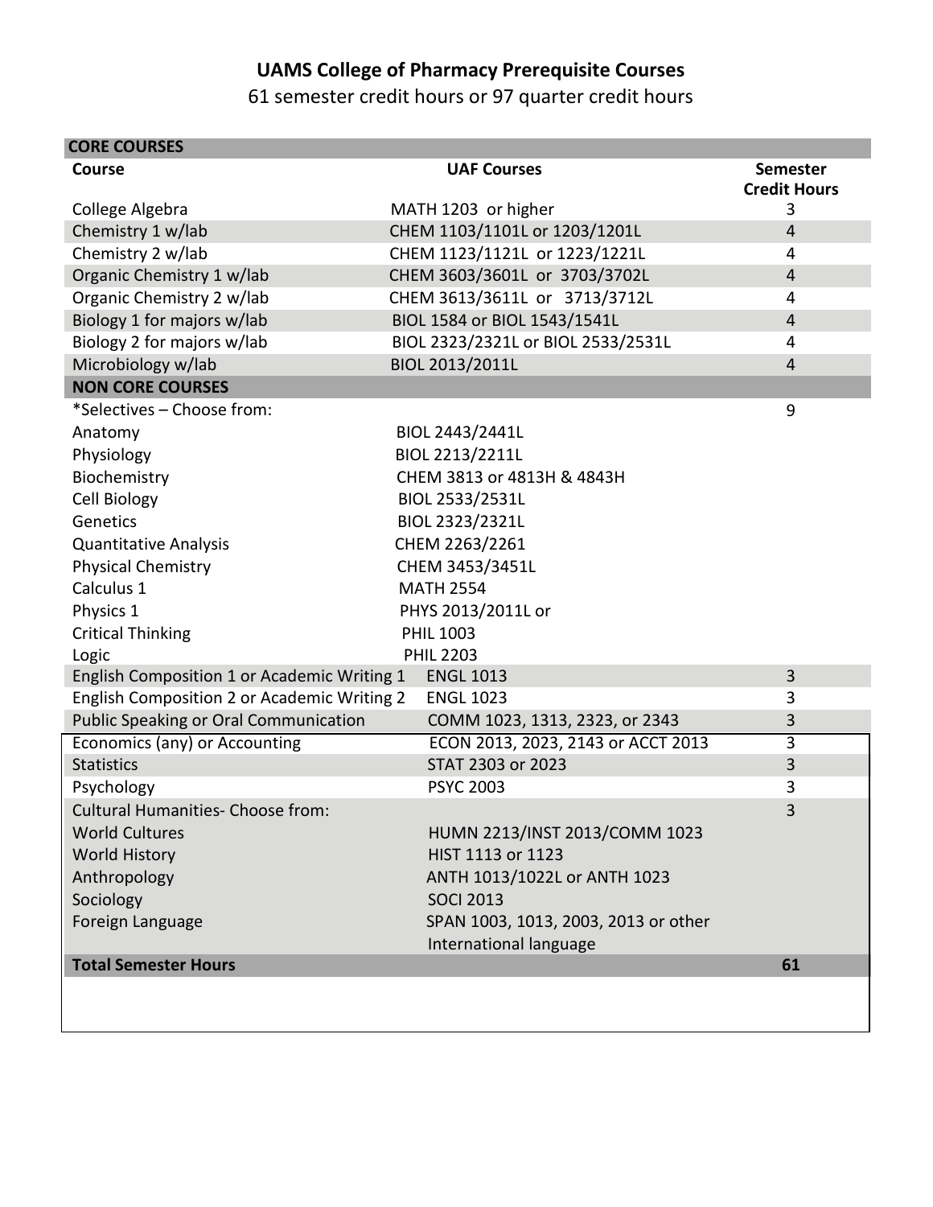# UAMS College of Pharmacy Prerequisite Courses

61 semester credit hours or 97 quarter credit hours

| CORE COURSES | | |
|---|---|---|
| **Course** | **UAF Courses** | **Semester Credit Hours** |
| College Algebra | MATH 1203 or higher | 3 |
| Chemistry 1 w/lab | CHEM 1103/1101L or 1203/1201L | 4 |
| Chemistry 2 w/lab | CHEM 1123/1121L or 1223/1221L | 4 |
| Organic Chemistry 1 w/lab | CHEM 3603/3601L or 3703/3702L | 4 |
| Organic Chemistry 2 w/lab | CHEM 3613/3611L or 3713/3712L | 4 |
| Biology 1 for majors w/lab | BIOL 1584 or BIOL 1543/1541L | 4 |
| Biology 2 for majors w/lab | BIOL 2323/2321L or BIOL 2533/2531L | 4 |
| Microbiology w/lab | BIOL 2013/2011L | 4 |
| **NON CORE COURSES** | | |
| *Selectives – Choose from: | | 9 |
| Anatomy | BIOL 2443/2441L | |
| Physiology | BIOL 2213/2211L | |
| Biochemistry | CHEM 3813 or 4813H & 4843H | |
| Cell Biology | BIOL 2533/2531L | |
| Genetics | BIOL 2323/2321L | |
| Quantitative Analysis | CHEM 2263/2261 | |
| Physical Chemistry | CHEM 3453/3451L | |
| Calculus 1 | MATH 2554 | |
| Physics 1 | PHYS 2013/2011L or | |
| Critical Thinking | PHIL 1003 | |
| Logic | PHIL 2203 | |
| English Composition 1 or Academic Writing 1 | ENGL 1013 | 3 |
| English Composition 2 or Academic Writing 2 | ENGL 1023 | 3 |
| Public Speaking or Oral Communication | COMM 1023, 1313, 2323, or 2343 | 3 |
| Economics (any) or Accounting | ECON 2013, 2023, 2143 or ACCT 2013 | 3 |
| Statistics | STAT 2303 or 2023 | 3 |
| Psychology | PSYC 2003 | 3 |
| Cultural Humanities- Choose from: | | 3 |
| World Cultures | HUMN 2213/INST 2013/COMM 1023 | |
| World History | HIST 1113 or 1123 | |
| Anthropology | ANTH 1013/1022L or ANTH 1023 | |
| Sociology | SOCI 2013 | |
| Foreign Language | SPAN 1003, 1013, 2003, 2013 or other International language | |
| **Total Semester Hours** | | **61** |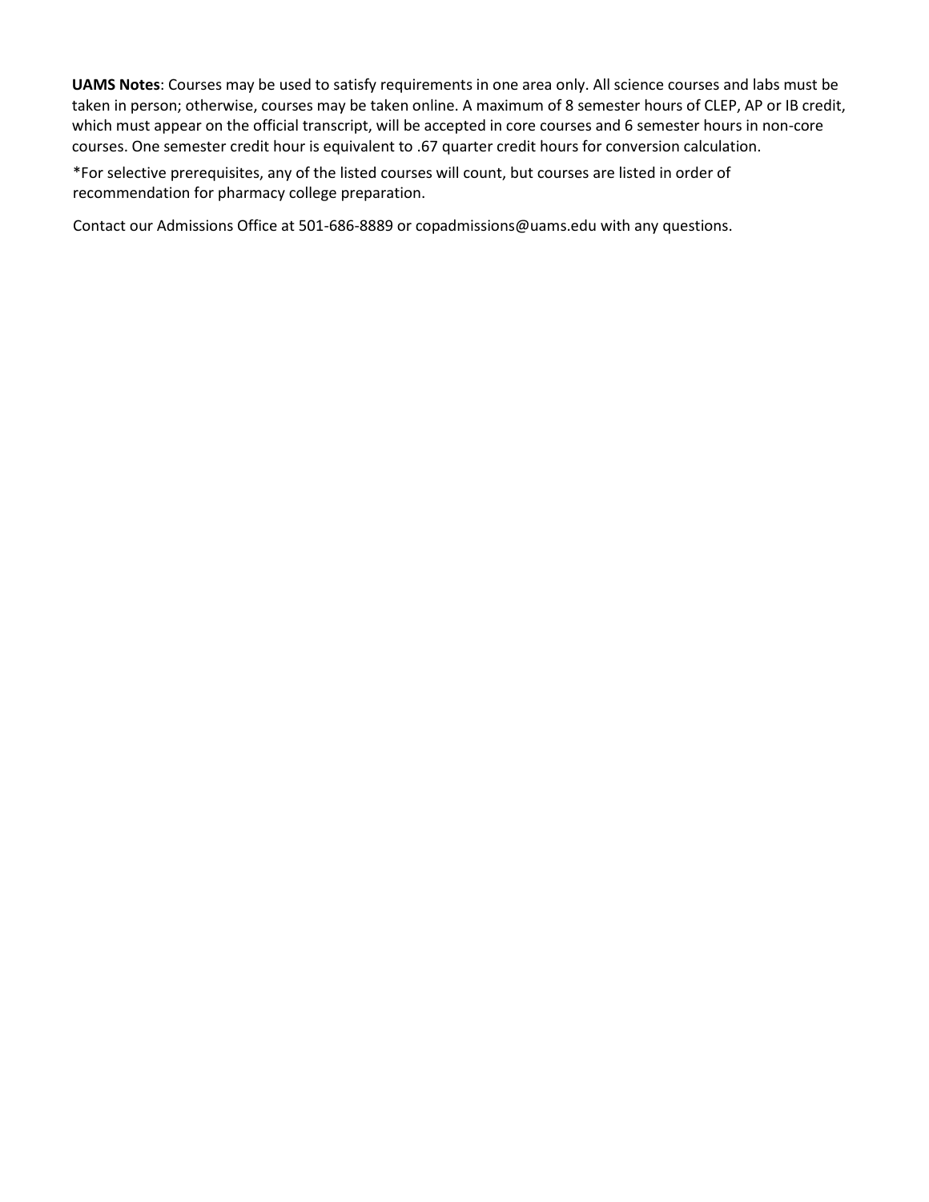**UAMS Notes**: Courses may be used to satisfy requirements in one area only. All science courses and labs must be taken in person; otherwise, courses may be taken online. A maximum of 8 semester hours of CLEP, AP or IB credit, which must appear on the official transcript, will be accepted in core courses and 6 semester hours in non-core courses. One semester credit hour is equivalent to .67 quarter credit hours for conversion calculation.

*For selective prerequisites, any of the listed courses will count, but courses are listed in order of recommendation for pharmacy college preparation.

Contact our Admissions Office at 501-686-8889 or copadmissions@uams.edu with any questions.